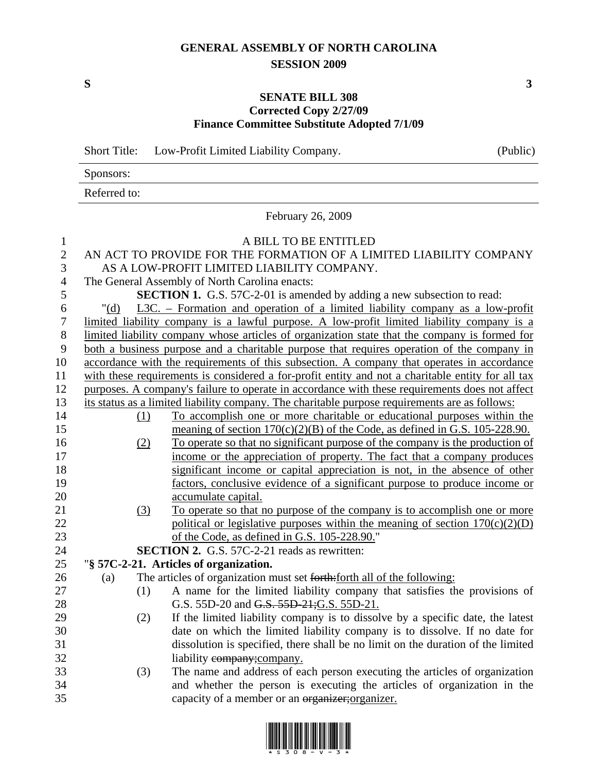# GENERAL ASSEMBLY OF NORTH CAROLINA
## SESSION 2009

**S** **3**

## SENATE BILL 308
### Corrected Copy 2/27/09
### Finance Committee Substitute Adopted 7/1/09

Short Title: Low-Profit Limited Liability Company. (Public)

Sponsors:

Referred to:

February 26, 2009

A BILL TO BE ENTITLED

AN ACT TO PROVIDE FOR THE FORMATION OF A LIMITED LIABILITY COMPANY AS A LOW-PROFIT LIMITED LIABILITY COMPANY.

The General Assembly of North Carolina enacts:

**SECTION 1.** G.S. 57C-2-01 is amended by adding a new subsection to read:

"(d) L3C. – Formation and operation of a limited liability company as a low-profit limited liability company is a lawful purpose. A low-profit limited liability company is a limited liability company whose articles of organization state that the company is formed for both a business purpose and a charitable purpose that requires operation of the company in accordance with the requirements of this subsection. A company that operates in accordance with these requirements is considered a for-profit entity and not a charitable entity for all tax purposes. A company's failure to operate in accordance with these requirements does not affect its status as a limited liability company. The charitable purpose requirements are as follows:

(1) To accomplish one or more charitable or educational purposes within the meaning of section 170(c)(2)(B) of the Code, as defined in G.S. 105-228.90.

(2) To operate so that no significant purpose of the company is the production of income or the appreciation of property. The fact that a company produces significant income or capital appreciation is not, in the absence of other factors, conclusive evidence of a significant purpose to produce income or accumulate capital.

(3) To operate so that no purpose of the company is to accomplish one or more political or legislative purposes within the meaning of section 170(c)(2)(D) of the Code, as defined in G.S. 105-228.90."

**SECTION 2.** G.S. 57C-2-21 reads as rewritten:

"**§ 57C-2-21. Articles of organization.**

(a) The articles of organization must set ~~forth:~~forth all of the following:

(1) A name for the limited liability company that satisfies the provisions of G.S. 55D-20 and ~~G.S. 55D-21;~~G.S. 55D-21.

(2) If the limited liability company is to dissolve by a specific date, the latest date on which the limited liability company is to dissolve. If no date for dissolution is specified, there shall be no limit on the duration of the limited liability ~~company;~~company.

(3) The name and address of each person executing the articles of organization and whether the person is executing the articles of organization in the capacity of a member or an ~~organizer;~~organizer.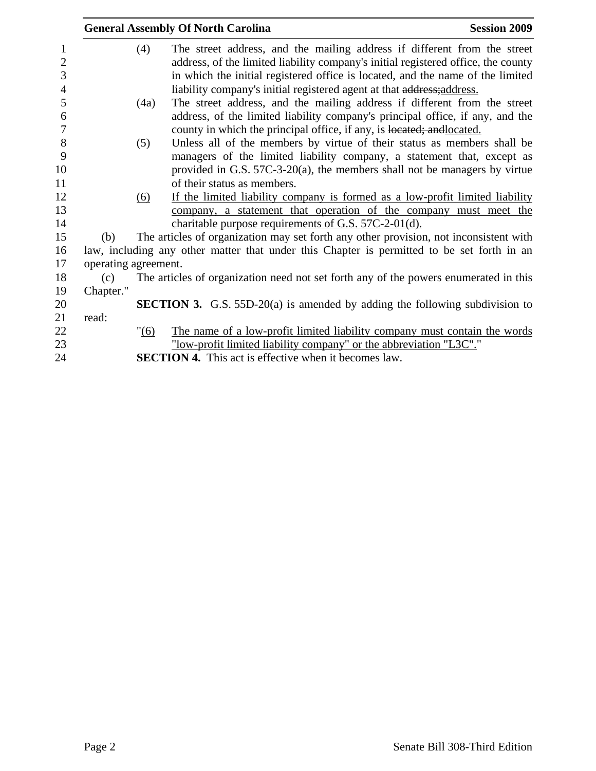(4) The street address, and the mailing address if different from the street address, of the limited liability company's initial registered office, the county in which the initial registered office is located, and the name of the limited liability company's initial registered agent at that ~~address;~~address.

(4a) The street address, and the mailing address if different from the street address, of the limited liability company's principal office, if any, and the county in which the principal office, if any, is ~~located; and~~located.

(5) Unless all of the members by virtue of their status as members shall be managers of the limited liability company, a statement that, except as provided in G.S. 57C-3-20(a), the members shall not be managers by virtue of their status as members.

(6) If the limited liability company is formed as a low-profit limited liability company, a statement that operation of the company must meet the charitable purpose requirements of G.S. 57C-2-01(d).

(b) The articles of organization may set forth any other provision, not inconsistent with law, including any other matter that under this Chapter is permitted to be set forth in an operating agreement.

(c) The articles of organization need not set forth any of the powers enumerated in this Chapter."

**SECTION 3.** G.S. 55D-20(a) is amended by adding the following subdivision to read:

"(6) The name of a low-profit limited liability company must contain the words "low-profit limited liability company" or the abbreviation "L3C"."

**SECTION 4.** This act is effective when it becomes law.